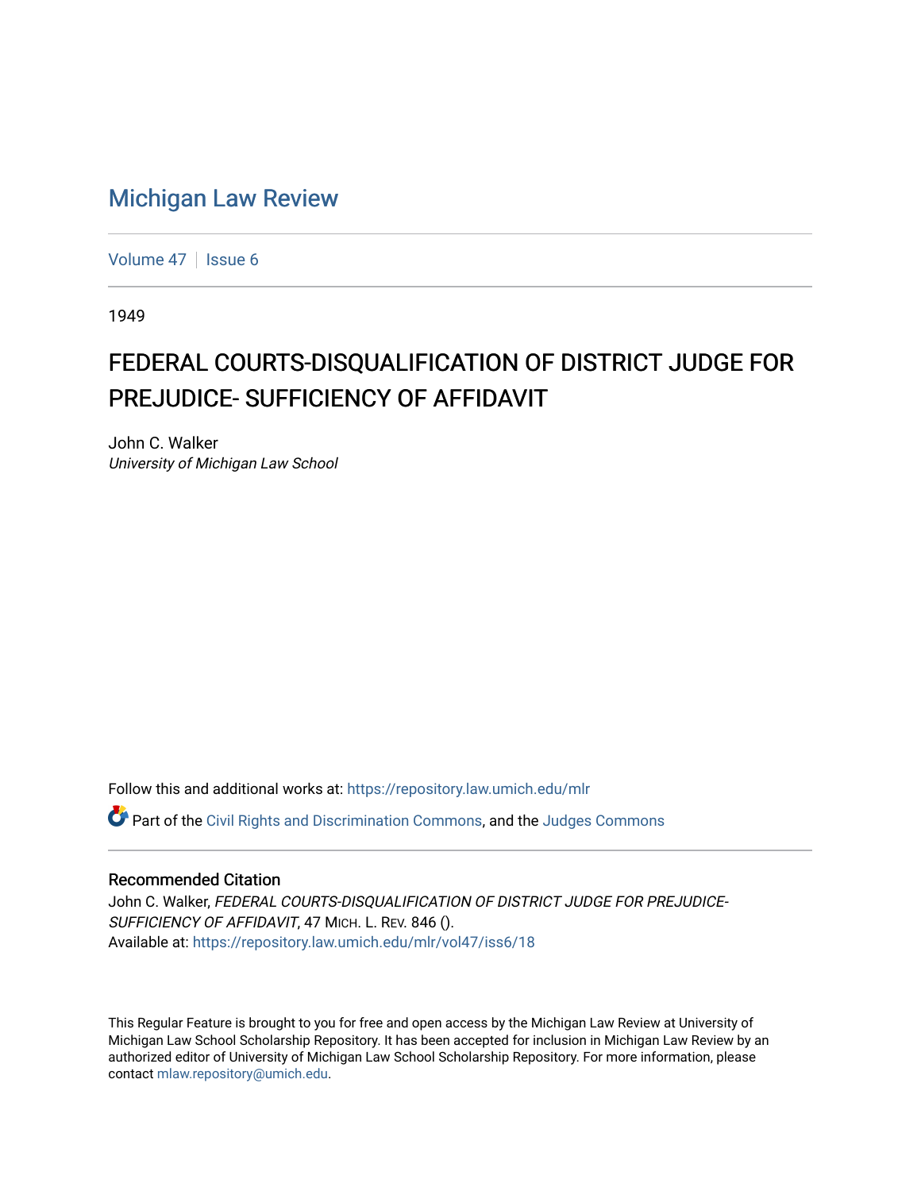# Michigan Law Review

Volume 47 | Issue 6

1949

## FEDERAL COURTS-DISQUALIFICATION OF DISTRICT JUDGE FOR PREJUDICE- SUFFICIENCY OF AFFIDAVIT

John C. Walker
*University of Michigan Law School*

Follow this and additional works at: https://repository.law.umich.edu/mlr

Part of the Civil Rights and Discrimination Commons, and the Judges Commons

### Recommended Citation

John C. Walker, *FEDERAL COURTS-DISQUALIFICATION OF DISTRICT JUDGE FOR PREJUDICE-SUFFICIENCY OF AFFIDAVIT*, 47 MICH. L. REV. 846 ().
Available at: https://repository.law.umich.edu/mlr/vol47/iss6/18

This Regular Feature is brought to you for free and open access by the Michigan Law Review at University of Michigan Law School Scholarship Repository. It has been accepted for inclusion in Michigan Law Review by an authorized editor of University of Michigan Law School Scholarship Repository. For more information, please contact mlaw.repository@umich.edu.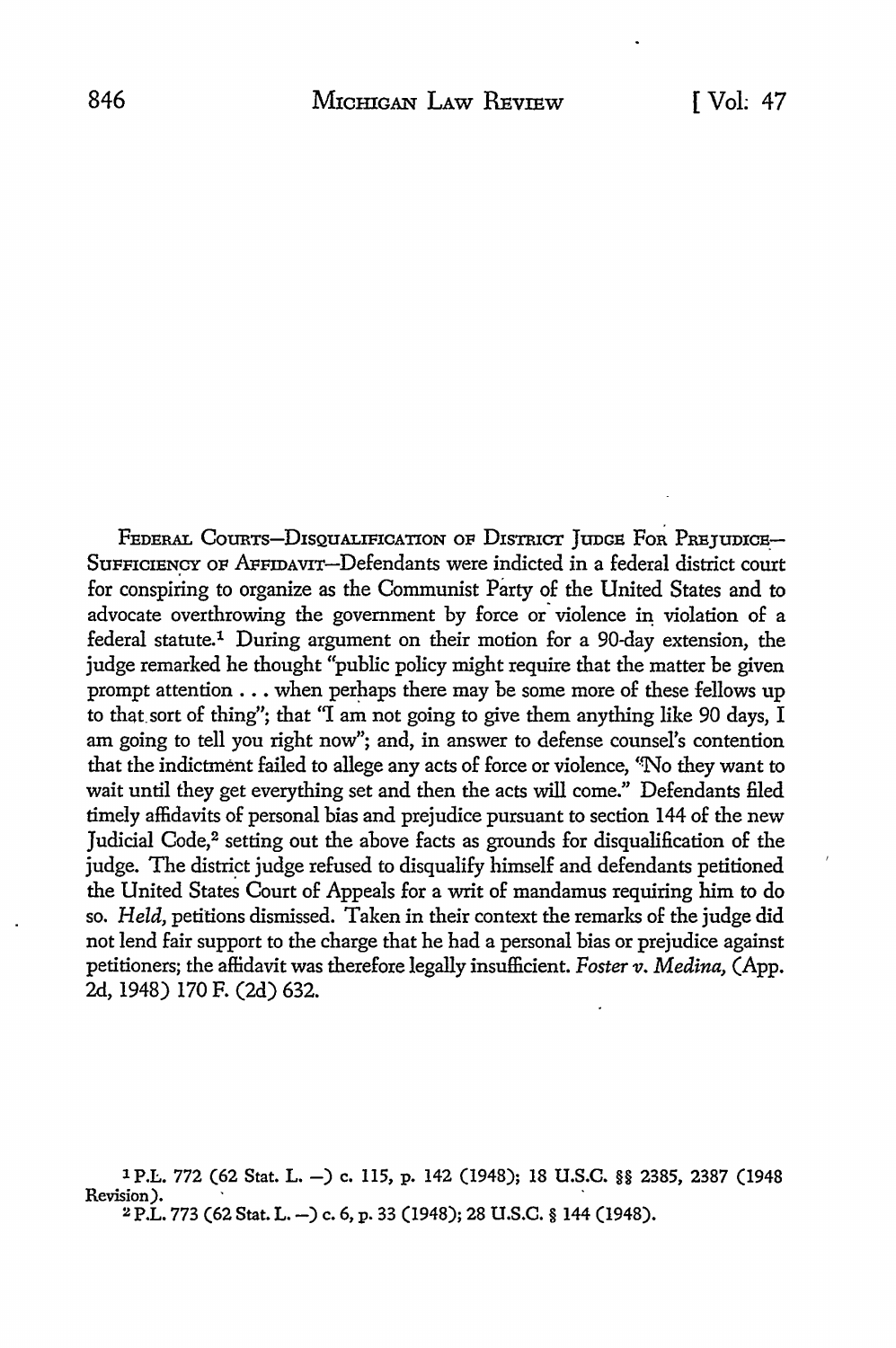FEDERAL COURTS—DISQUALIFICATION OF DISTRICT JUDGE FOR PREJUDICE—SUFFICIENCY OF AFFIDAVIT—Defendants were indicted in a federal district court for conspiring to organize as the Communist Party of the United States and to advocate overthrowing the government by force or violence in violation of a federal statute.[1] During argument on their motion for a 90-day extension, the judge remarked he thought "public policy might require that the matter be given prompt attention . . . when perhaps there may be some more of these fellows up to that sort of thing"; that "I am not going to give them anything like 90 days, I am going to tell you right now"; and, in answer to defense counsel's contention that the indictment failed to allege any acts of force or violence, "No they want to wait until they get everything set and then the acts will come." Defendants filed timely affidavits of personal bias and prejudice pursuant to section 144 of the new Judicial Code,[2] setting out the above facts as grounds for disqualification of the judge. The district judge refused to disqualify himself and defendants petitioned the United States Court of Appeals for a writ of mandamus requiring him to do so. *Held*, petitions dismissed. Taken in their context the remarks of the judge did not lend fair support to the charge that he had a personal bias or prejudice against petitioners; the affidavit was therefore legally insufficient. *Foster v. Medina*, (App. 2d, 1948) 170 F. (2d) 632.

[1] P.L. 772 (62 Stat. L. —) c. 115, p. 142 (1948); 18 U.S.C. §§ 2385, 2387 (1948 Revision).

[2] P.L. 773 (62 Stat. L. —) c. 6, p. 33 (1948); 28 U.S.C. § 144 (1948).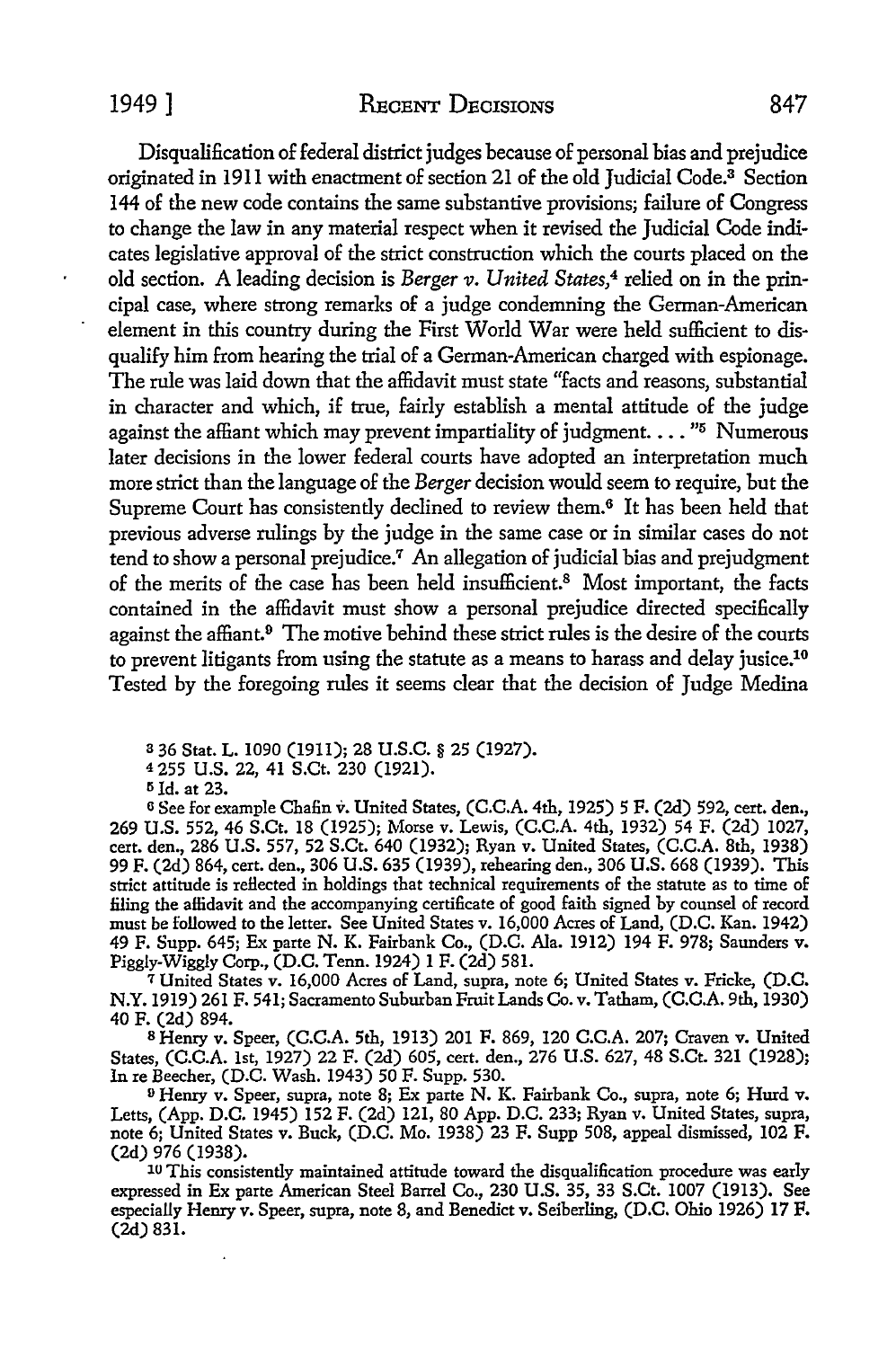Disqualification of federal district judges because of personal bias and prejudice originated in 1911 with enactment of section 21 of the old Judicial Code.[3] Section 144 of the new code contains the same substantive provisions; failure of Congress to change the law in any material respect when it revised the Judicial Code indicates legislative approval of the strict construction which the courts placed on the old section. A leading decision is *Berger v. United States*,[4] relied on in the principal case, where strong remarks of a judge condemning the German-American element in this country during the First World War were held sufficient to disqualify him from hearing the trial of a German-American charged with espionage. The rule was laid down that the affidavit must state "facts and reasons, substantial in character and which, if true, fairly establish a mental attitude of the judge against the affiant which may prevent impartiality of judgment. . . . "[5] Numerous later decisions in the lower federal courts have adopted an interpretation much more strict than the language of the *Berger* decision would seem to require, but the Supreme Court has consistently declined to review them.[6] It has been held that previous adverse rulings by the judge in the same case or in similar cases do not tend to show a personal prejudice.[7] An allegation of judicial bias and prejudgment of the merits of the case has been held insufficient.[8] Most important, the facts contained in the affidavit must show a personal prejudice directed specifically against the affiant.[9] The motive behind these strict rules is the desire of the courts to prevent litigants from using the statute as a means to harass and delay jusice.[10] Tested by the foregoing rules it seems clear that the decision of Judge Medina

[3] 36 Stat. L. 1090 (1911); 28 U.S.C. § 25 (1927).

[4] 255 U.S. 22, 41 S.Ct. 230 (1921).

[5] Id. at 23.

[6] See for example Chafin v. United States, (C.C.A. 4th, 1925) 5 F. (2d) 592, cert. den., 269 U.S. 552, 46 S.Ct. 18 (1925); Morse v. Lewis, (C.C.A. 4th, 1932) 54 F. (2d) 1027, cert. den., 286 U.S. 557, 52 S.Ct. 640 (1932); Ryan v. United States, (C.C.A. 8th, 1938) 99 F. (2d) 864, cert. den., 306 U.S. 635 (1939), rehearing den., 306 U.S. 668 (1939). This strict attitude is reflected in holdings that technical requirements of the statute as to time of filing the affidavit and the accompanying certificate of good faith signed by counsel of record must be followed to the letter. See United States v. 16,000 Acres of Land, (D.C. Kan. 1942) 49 F. Supp. 645; Ex parte N. K. Fairbank Co., (D.C. Ala. 1912) 194 F. 978; Saunders v. Piggly-Wiggly Corp., (D.C. Tenn. 1924) 1 F. (2d) 581.

[7] United States v. 16,000 Acres of Land, supra, note 6; United States v. Fricke, (D.C. N.Y. 1919) 261 F. 541; Sacramento Suburban Fruit Lands Co. v. Tatham, (C.C.A. 9th, 1930) 40 F. (2d) 894.

[8] Henry v. Speer, (C.C.A. 5th, 1913) 201 F. 869, 120 C.C.A. 207; Craven v. United States, (C.C.A. 1st, 1927) 22 F. (2d) 605, cert. den., 276 U.S. 627, 48 S.Ct. 321 (1928); In re Beecher, (D.C. Wash. 1943) 50 F. Supp. 530.

[9] Henry v. Speer, supra, note 8; Ex parte N. K. Fairbank Co., supra, note 6; Hurd v. Letts, (App. D.C. 1945) 152 F. (2d) 121, 80 App. D.C. 233; Ryan v. United States, supra, note 6; United States v. Buck, (D.C. Mo. 1938) 23 F. Supp 508, appeal dismissed, 102 F. (2d) 976 (1938).

[10] This consistently maintained attitude toward the disqualification procedure was early expressed in Ex parte American Steel Barrel Co., 230 U.S. 35, 33 S.Ct. 1007 (1913). See especially Henry v. Speer, supra, note 8, and Benedict v. Seiberling, (D.C. Ohio 1926) 17 F. (2d) 831.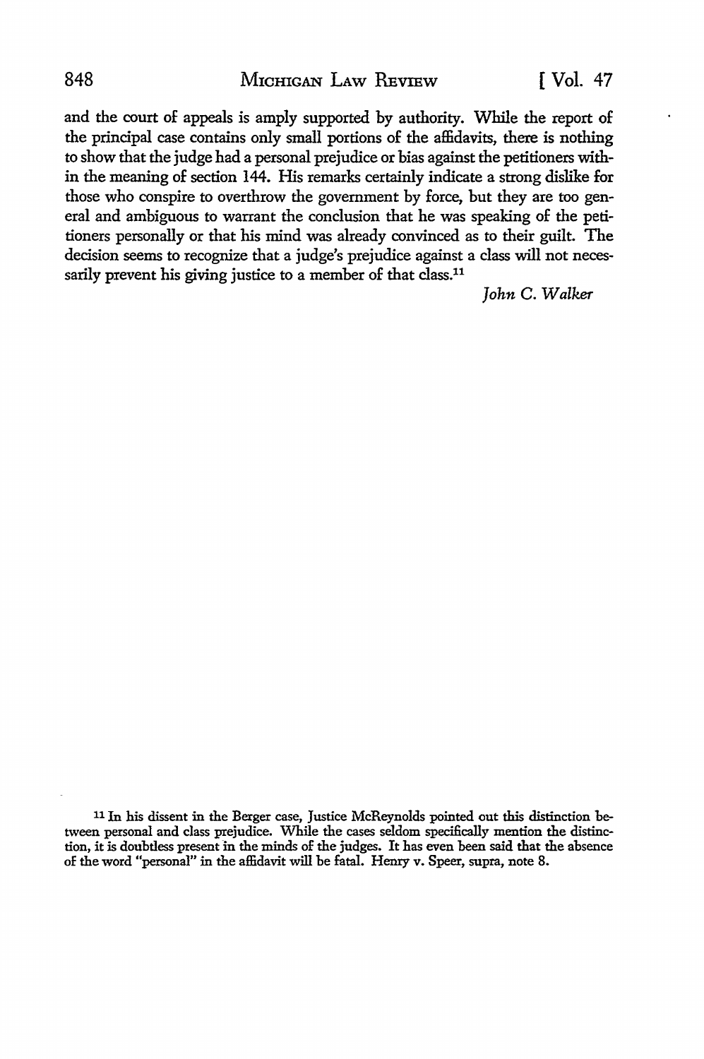and the court of appeals is amply supported by authority. While the report of the principal case contains only small portions of the affidavits, there is nothing to show that the judge had a personal prejudice or bias against the petitioners within the meaning of section 144. His remarks certainly indicate a strong dislike for those who conspire to overthrow the government by force, but they are too general and ambiguous to warrant the conclusion that he was speaking of the petitioners personally or that his mind was already convinced as to their guilt. The decision seems to recognize that a judge's prejudice against a class will not necessarily prevent his giving justice to a member of that class.[11]

*John C. Walker*

---

[11] In his dissent in the Berger case, Justice McReynolds pointed out this distinction between personal and class prejudice. While the cases seldom specifically mention the distinction, it is doubtless present in the minds of the judges. It has even been said that the absence of the word "personal" in the affidavit will be fatal. Henry v. Speer, supra, note 8.